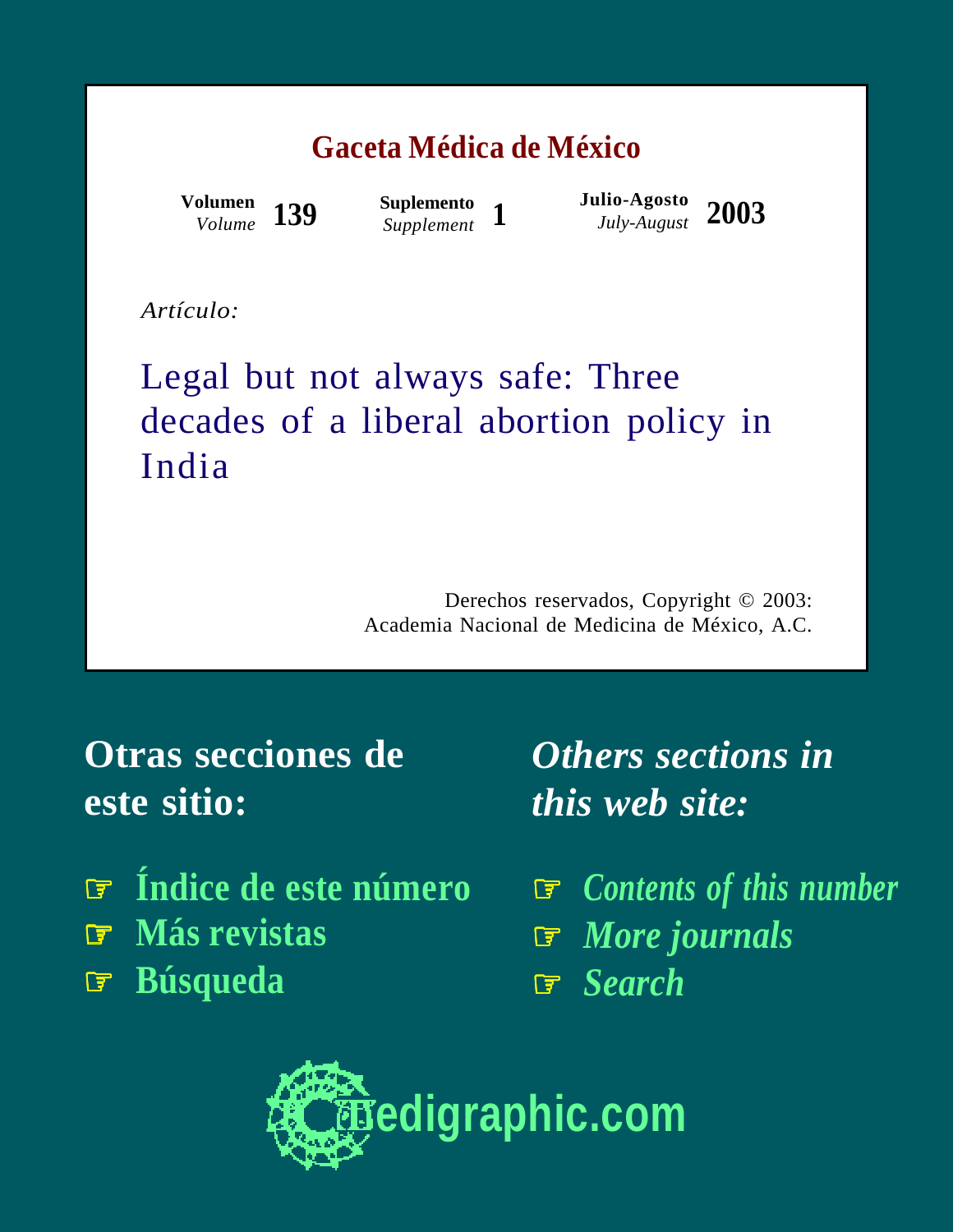# Gaceta Médica de México

**Volumen** *Volume* **139** **Suplemento** *Supplement* **1** **Julio-Agosto** *July-August* **2003**

*Artículo:*

## Legal but not always safe: Three decades of a liberal abortion policy in India

Derechos reservados, Copyright © 2003:
Academia Nacional de Medicina de México, A.C.

**Otras secciones de este sitio:**

- Índice de este número
- Más revistas
- Búsqueda

***Others sections in this web site:***

- *Contents of this number*
- *More journals*
- *Search*

edigraphic.com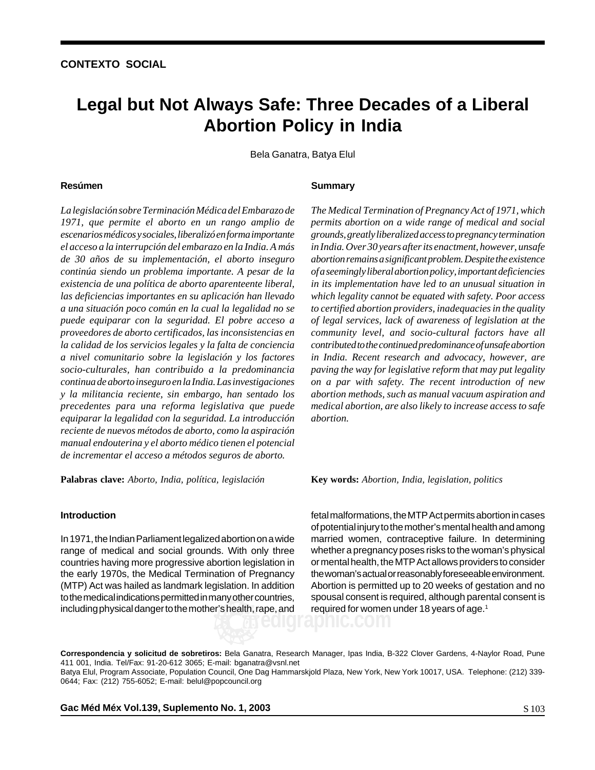CONTEXTO SOCIAL

# Legal but Not Always Safe: Three Decades of a Liberal Abortion Policy in India

Bela Ganatra, Batya Elul

### Resúmen

*La legislación sobre Terminación Médica del Embarazo de 1971, que permite el aborto en un rango amplio de escenarios médicos y sociales, liberalizó en forma importante el acceso a la interrupción del embarazo en la India. A más de 30 años de su implementación, el aborto inseguro continúa siendo un problema importante. A pesar de la existencia de una política de aborto aparenteente liberal, las deficiencias importantes en su aplicación han llevado a una situación poco común en la cual la legalidad no se puede equiparar con la seguridad. El pobre acceso a proveedores de aborto certificados, las inconsistencias en la calidad de los servicios legales y la falta de conciencia a nivel comunitario sobre la legislación y los factores socio-culturales, han contribuido a la predominancia continua de aborto inseguro en la India. Las investigaciones y la militancia reciente, sin embargo, han sentado los precedentes para una reforma legislativa que puede equiparar la legalidad con la seguridad. La introducción reciente de nuevos métodos de aborto, como la aspiración manual endouterina y el aborto médico tienen el potencial de incrementar el acceso a métodos seguros de aborto.*

**Palabras clave:** *Aborto, India, política, legislación*

### Summary

*The Medical Termination of Pregnancy Act of 1971, which permits abortion on a wide range of medical and social grounds, greatly liberalized access to pregnancy termination in India. Over 30 years after its enactment, however, unsafe abortion remains a significant problem. Despite the existence of a seemingly liberal abortion policy, important deficiencies in its implementation have led to an unusual situation in which legality cannot be equated with safety. Poor access to certified abortion providers, inadequacies in the quality of legal services, lack of awareness of legislation at the community level, and socio-cultural factors have all contributed to the continued predominance of unsafe abortion in India. Recent research and advocacy, however, are paving the way for legislative reform that may put legality on a par with safety. The recent introduction of new abortion methods, such as manual vacuum aspiration and medical abortion, are also likely to increase access to safe abortion.*

**Key words:** *Abortion, India, legislation, politics*

### Introduction

In 1971, the Indian Parliament legalized abortion on a wide range of medical and social grounds. With only three countries having more progressive abortion legislation in the early 1970s, the Medical Termination of Pregnancy (MTP) Act was hailed as landmark legislation. In addition to the medical indications permitted in many other countries, including physical danger to the mother's health, rape, and fetal malformations, the MTP Act permits abortion in cases of potential injury to the mother's mental health and among married women, contraceptive failure. In determining whether a pregnancy poses risks to the woman's physical or mental health, the MTP Act allows providers to consider the woman's actual or reasonably foreseeable environment. Abortion is permitted up to 20 weeks of gestation and no spousal consent is required, although parental consent is required for women under 18 years of age.[1]

**Correspondencia y solicitud de sobretiros:** Bela Ganatra, Research Manager, Ipas India, B-322 Clover Gardens, 4-Naylor Road, Pune 411 001, India. Tel/Fax: 91-20-612 3065; E-mail: bganatra@vsnl.net
Batya Elul, Program Associate, Population Council, One Dag Hammarskjold Plaza, New York, New York 10017, USA. Telephone: (212) 339-0644; Fax: (212) 755-6052; E-mail: belul@popcouncil.org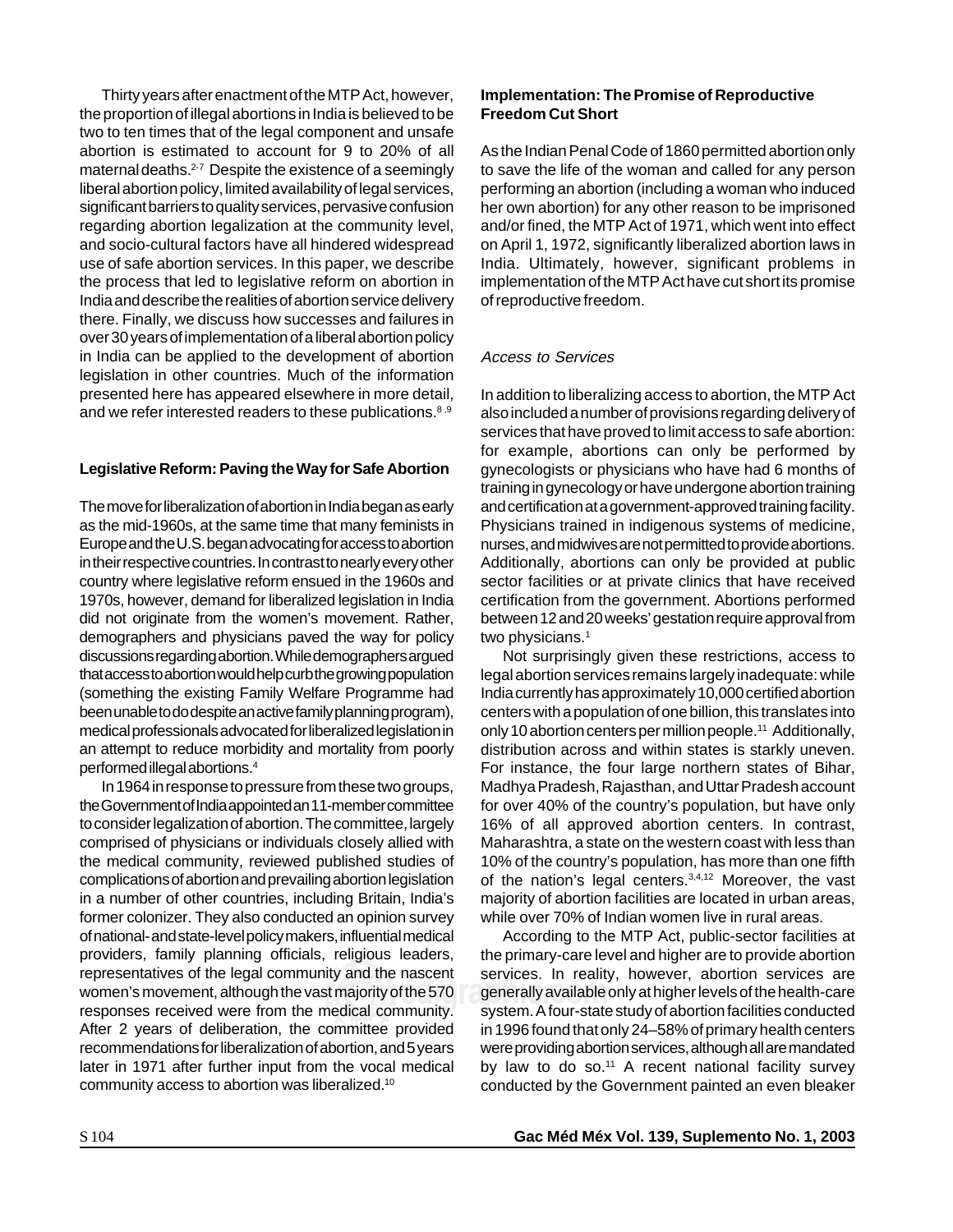Thirty years after enactment of the MTP Act, however, the proportion of illegal abortions in India is believed to be two to ten times that of the legal component and unsafe abortion is estimated to account for 9 to 20% of all maternal deaths.[2-7] Despite the existence of a seemingly liberal abortion policy, limited availability of legal services, significant barriers to quality services, pervasive confusion regarding abortion legalization at the community level, and socio-cultural factors have all hindered widespread use of safe abortion services. In this paper, we describe the process that led to legislative reform on abortion in India and describe the realities of abortion service delivery there. Finally, we discuss how successes and failures in over 30 years of implementation of a liberal abortion policy in India can be applied to the development of abortion legislation in other countries. Much of the information presented here has appeared elsewhere in more detail, and we refer interested readers to these publications.[8,9]

## Legislative Reform: Paving the Way for Safe Abortion

The move for liberalization of abortion in India began as early as the mid-1960s, at the same time that many feminists in Europe and the U.S. began advocating for access to abortion in their respective countries. In contrast to nearly every other country where legislative reform ensued in the 1960s and 1970s, however, demand for liberalized legislation in India did not originate from the women's movement. Rather, demographers and physicians paved the way for policy discussions regarding abortion. While demographers argued that access to abortion would help curb the growing population (something the existing Family Welfare Programme had been unable to do despite an active family planning program), medical professionals advocated for liberalized legislation in an attempt to reduce morbidity and mortality from poorly performed illegal abortions.[4]

In 1964 in response to pressure from these two groups, the Government of India appointed an 11-member committee to consider legalization of abortion. The committee, largely comprised of physicians or individuals closely allied with the medical community, reviewed published studies of complications of abortion and prevailing abortion legislation in a number of other countries, including Britain, India's former colonizer. They also conducted an opinion survey of national- and state-level policy makers, influential medical providers, family planning officials, religious leaders, representatives of the legal community and the nascent women's movement, although the vast majority of the 570 responses received were from the medical community. After 2 years of deliberation, the committee provided recommendations for liberalization of abortion, and 5 years later in 1971 after further input from the vocal medical community access to abortion was liberalized.[10]

## Implementation: The Promise of Reproductive Freedom Cut Short

As the Indian Penal Code of 1860 permitted abortion only to save the life of the woman and called for any person performing an abortion (including a woman who induced her own abortion) for any other reason to be imprisoned and/or fined, the MTP Act of 1971, which went into effect on April 1, 1972, significantly liberalized abortion laws in India. Ultimately, however, significant problems in implementation of the MTP Act have cut short its promise of reproductive freedom.

### *Access to Services*

In addition to liberalizing access to abortion, the MTP Act also included a number of provisions regarding delivery of services that have proved to limit access to safe abortion: for example, abortions can only be performed by gynecologists or physicians who have had 6 months of training in gynecology or have undergone abortion training and certification at a government-approved training facility. Physicians trained in indigenous systems of medicine, nurses, and midwives are not permitted to provide abortions. Additionally, abortions can only be provided at public sector facilities or at private clinics that have received certification from the government. Abortions performed between 12 and 20 weeks' gestation require approval from two physicians.[1]

Not surprisingly given these restrictions, access to legal abortion services remains largely inadequate: while India currently has approximately 10,000 certified abortion centers with a population of one billion, this translates into only 10 abortion centers per million people.[11] Additionally, distribution across and within states is starkly uneven. For instance, the four large northern states of Bihar, Madhya Pradesh, Rajasthan, and Uttar Pradesh account for over 40% of the country's population, but have only 16% of all approved abortion centers. In contrast, Maharashtra, a state on the western coast with less than 10% of the country's population, has more than one fifth of the nation's legal centers.[3,4,12] Moreover, the vast majority of abortion facilities are located in urban areas, while over 70% of Indian women live in rural areas.

According to the MTP Act, public-sector facilities at the primary-care level and higher are to provide abortion services. In reality, however, abortion services are generally available only at higher levels of the health-care system. A four-state study of abortion facilities conducted in 1996 found that only 24–58% of primary health centers were providing abortion services, although all are mandated by law to do so.[11] A recent national facility survey conducted by the Government painted an even bleaker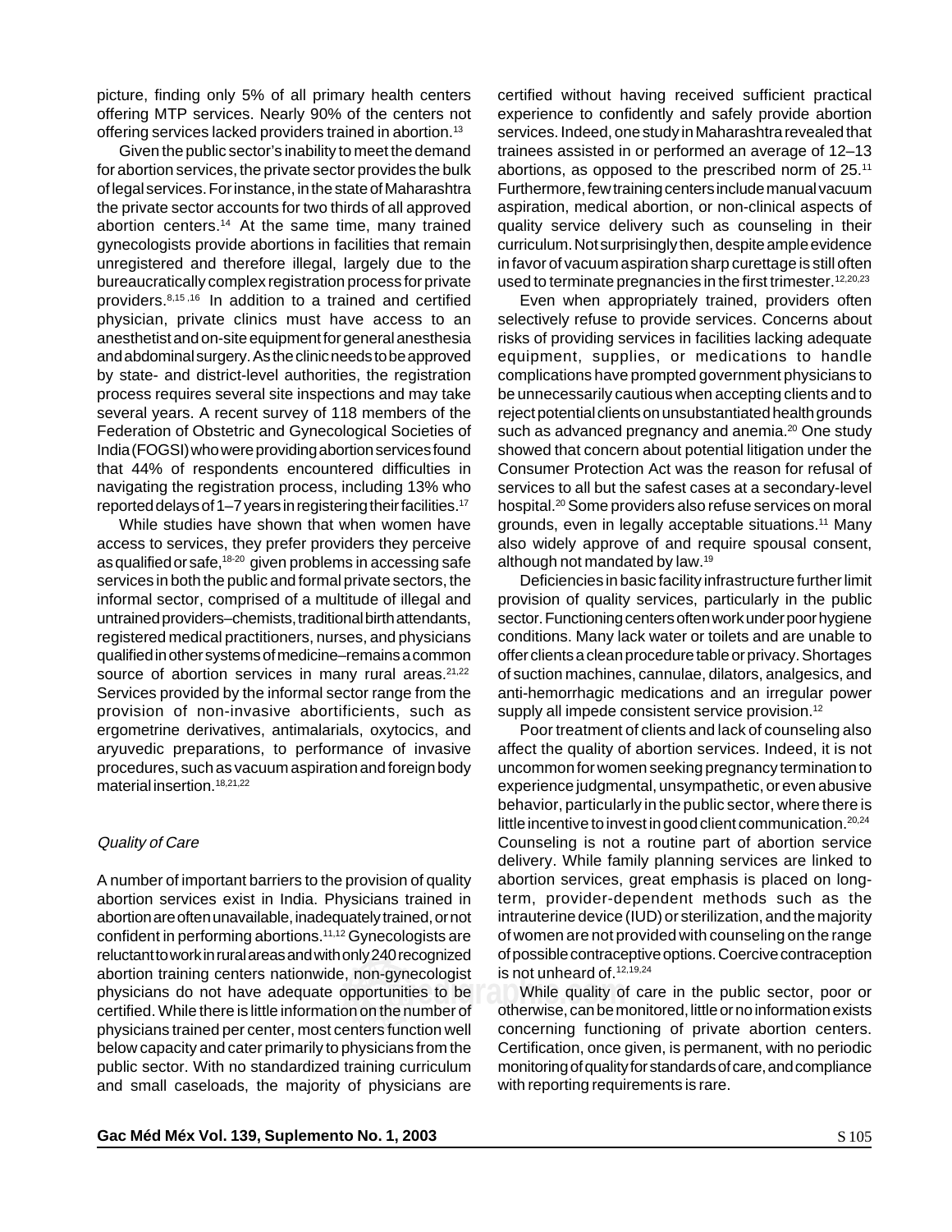picture, finding only 5% of all primary health centers offering MTP services. Nearly 90% of the centers not offering services lacked providers trained in abortion.[13]

Given the public sector's inability to meet the demand for abortion services, the private sector provides the bulk of legal services. For instance, in the state of Maharashtra the private sector accounts for two thirds of all approved abortion centers.[14] At the same time, many trained gynecologists provide abortions in facilities that remain unregistered and therefore illegal, largely due to the bureaucratically complex registration process for private providers.[8,15,16] In addition to a trained and certified physician, private clinics must have access to an anesthetist and on-site equipment for general anesthesia and abdominal surgery. As the clinic needs to be approved by state- and district-level authorities, the registration process requires several site inspections and may take several years. A recent survey of 118 members of the Federation of Obstetric and Gynecological Societies of India (FOGSI) who were providing abortion services found that 44% of respondents encountered difficulties in navigating the registration process, including 13% who reported delays of 1–7 years in registering their facilities.[17]

While studies have shown that when women have access to services, they prefer providers they perceive as qualified or safe,[18-20] given problems in accessing safe services in both the public and formal private sectors, the informal sector, comprised of a multitude of illegal and untrained providers–chemists, traditional birth attendants, registered medical practitioners, nurses, and physicians qualified in other systems of medicine–remains a common source of abortion services in many rural areas.[21,22] Services provided by the informal sector range from the provision of non-invasive abortificients, such as ergometrine derivatives, antimalarials, oxytocics, and aryuvedic preparations, to performance of invasive procedures, such as vacuum aspiration and foreign body material insertion.[18,21,22]

*Quality of Care*

A number of important barriers to the provision of quality abortion services exist in India. Physicians trained in abortion are often unavailable, inadequately trained, or not confident in performing abortions.[11,12] Gynecologists are reluctant to work in rural areas and with only 240 recognized abortion training centers nationwide, non-gynecologist physicians do not have adequate opportunities to be certified. While there is little information on the number of physicians trained per center, most centers function well below capacity and cater primarily to physicians from the public sector. With no standardized training curriculum and small caseloads, the majority of physicians are certified without having received sufficient practical experience to confidently and safely provide abortion services. Indeed, one study in Maharashtra revealed that trainees assisted in or performed an average of 12–13 abortions, as opposed to the prescribed norm of 25.[11] Furthermore, few training centers include manual vacuum aspiration, medical abortion, or non-clinical aspects of quality service delivery such as counseling in their curriculum. Not surprisingly then, despite ample evidence in favor of vacuum aspiration sharp curettage is still often used to terminate pregnancies in the first trimester.[12,20,23]

Even when appropriately trained, providers often selectively refuse to provide services. Concerns about risks of providing services in facilities lacking adequate equipment, supplies, or medications to handle complications have prompted government physicians to be unnecessarily cautious when accepting clients and to reject potential clients on unsubstantiated health grounds such as advanced pregnancy and anemia.[20] One study showed that concern about potential litigation under the Consumer Protection Act was the reason for refusal of services to all but the safest cases at a secondary-level hospital.[20] Some providers also refuse services on moral grounds, even in legally acceptable situations.[11] Many also widely approve of and require spousal consent, although not mandated by law.[19]

Deficiencies in basic facility infrastructure further limit provision of quality services, particularly in the public sector. Functioning centers often work under poor hygiene conditions. Many lack water or toilets and are unable to offer clients a clean procedure table or privacy. Shortages of suction machines, cannulae, dilators, analgesics, and anti-hemorrhagic medications and an irregular power supply all impede consistent service provision.[12]

Poor treatment of clients and lack of counseling also affect the quality of abortion services. Indeed, it is not uncommon for women seeking pregnancy termination to experience judgmental, unsympathetic, or even abusive behavior, particularly in the public sector, where there is little incentive to invest in good client communication.[20,24] Counseling is not a routine part of abortion service delivery. While family planning services are linked to abortion services, great emphasis is placed on long-term, provider-dependent methods such as the intrauterine device (IUD) or sterilization, and the majority of women are not provided with counseling on the range of possible contraceptive options. Coercive contraception is not unheard of.[12,19,24]

While quality of care in the public sector, poor or otherwise, can be monitored, little or no information exists concerning functioning of private abortion centers. Certification, once given, is permanent, with no periodic monitoring of quality for standards of care, and compliance with reporting requirements is rare.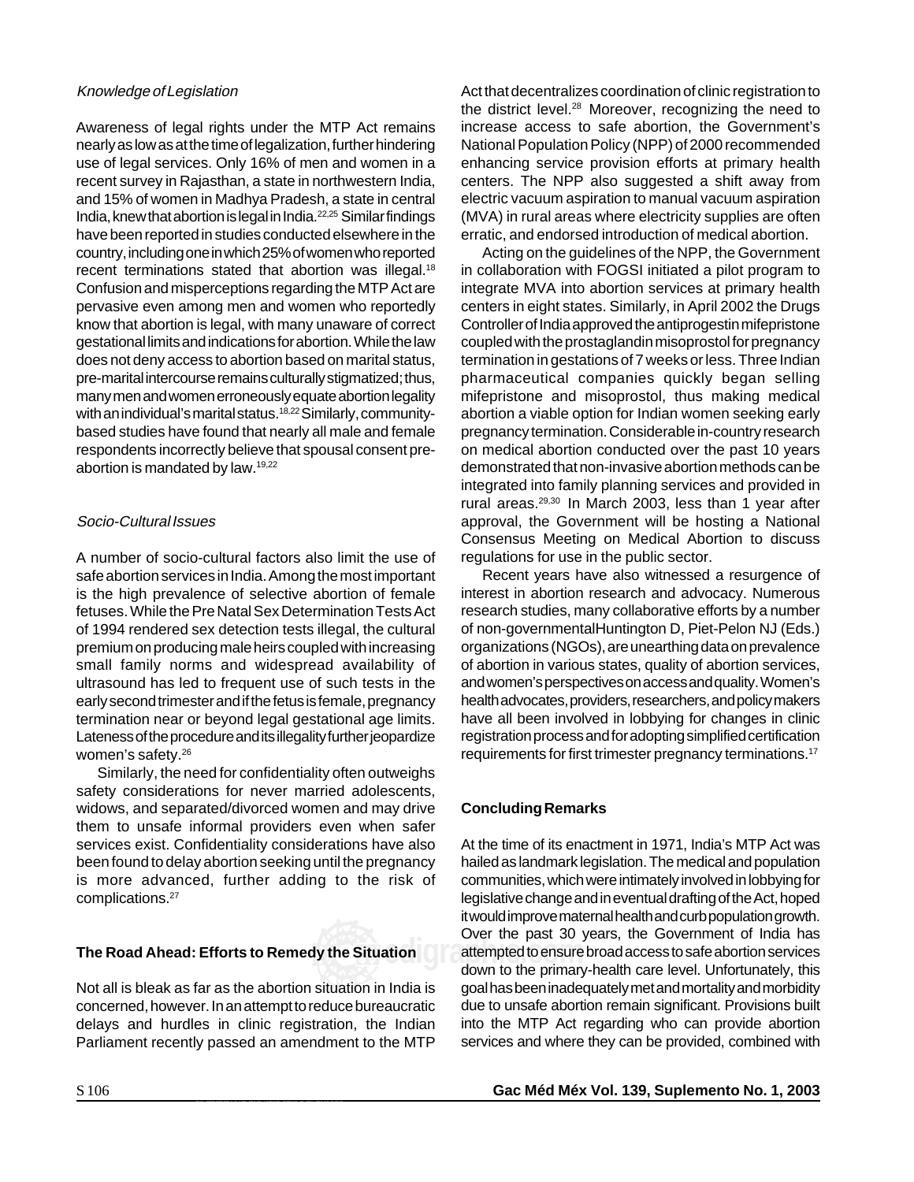*Knowledge of Legislation*

Awareness of legal rights under the MTP Act remains nearly as low as at the time of legalization, further hindering use of legal services. Only 16% of men and women in a recent survey in Rajasthan, a state in northwestern India, and 15% of women in Madhya Pradesh, a state in central India, knew that abortion is legal in India.[22,25] Similar findings have been reported in studies conducted elsewhere in the country, including one in which 25% of women who reported recent terminations stated that abortion was illegal.[18] Confusion and misperceptions regarding the MTP Act are pervasive even among men and women who reportedly know that abortion is legal, with many unaware of correct gestational limits and indications for abortion. While the law does not deny access to abortion based on marital status, pre-marital intercourse remains culturally stigmatized; thus, many men and women erroneously equate abortion legality with an individual's marital status.[18,22] Similarly, community-based studies have found that nearly all male and female respondents incorrectly believe that spousal consent pre-abortion is mandated by law.[19,22]

*Socio-Cultural Issues*

A number of socio-cultural factors also limit the use of safe abortion services in India. Among the most important is the high prevalence of selective abortion of female fetuses. While the Pre Natal Sex Determination Tests Act of 1994 rendered sex detection tests illegal, the cultural premium on producing male heirs coupled with increasing small family norms and widespread availability of ultrasound has led to frequent use of such tests in the early second trimester and if the fetus is female, pregnancy termination near or beyond legal gestational age limits. Lateness of the procedure and its illegality further jeopardize women's safety.[26]

Similarly, the need for confidentiality often outweighs safety considerations for never married adolescents, widows, and separated/divorced women and may drive them to unsafe informal providers even when safer services exist. Confidentiality considerations have also been found to delay abortion seeking until the pregnancy is more advanced, further adding to the risk of complications.[27]

**The Road Ahead: Efforts to Remedy the Situation**

Not all is bleak as far as the abortion situation in India is concerned, however. In an attempt to reduce bureaucratic delays and hurdles in clinic registration, the Indian Parliament recently passed an amendment to the MTP Act that decentralizes coordination of clinic registration to the district level.[28] Moreover, recognizing the need to increase access to safe abortion, the Government's National Population Policy (NPP) of 2000 recommended enhancing service provision efforts at primary health centers. The NPP also suggested a shift away from electric vacuum aspiration to manual vacuum aspiration (MVA) in rural areas where electricity supplies are often erratic, and endorsed introduction of medical abortion.

Acting on the guidelines of the NPP, the Government in collaboration with FOGSI initiated a pilot program to integrate MVA into abortion services at primary health centers in eight states. Similarly, in April 2002 the Drugs Controller of India approved the antiprogestin mifepristone coupled with the prostaglandin misoprostol for pregnancy termination in gestations of 7 weeks or less. Three Indian pharmaceutical companies quickly began selling mifepristone and misoprostol, thus making medical abortion a viable option for Indian women seeking early pregnancy termination. Considerable in-country research on medical abortion conducted over the past 10 years demonstrated that non-invasive abortion methods can be integrated into family planning services and provided in rural areas.[29,30] In March 2003, less than 1 year after approval, the Government will be hosting a National Consensus Meeting on Medical Abortion to discuss regulations for use in the public sector.

Recent years have also witnessed a resurgence of interest in abortion research and advocacy. Numerous research studies, many collaborative efforts by a number of non-governmentalHuntington D, Piet-Pelon NJ (Eds.) organizations (NGOs), are unearthing data on prevalence of abortion in various states, quality of abortion services, and women's perspectives on access and quality. Women's health advocates, providers, researchers, and policy makers have all been involved in lobbying for changes in clinic registration process and for adopting simplified certification requirements for first trimester pregnancy terminations.[17]

**Concluding Remarks**

At the time of its enactment in 1971, India's MTP Act was hailed as landmark legislation. The medical and population communities, which were intimately involved in lobbying for legislative change and in eventual drafting of the Act, hoped it would improve maternal health and curb population growth. Over the past 30 years, the Government of India has attempted to ensure broad access to safe abortion services down to the primary-health care level. Unfortunately, this goal has been inadequately met and mortality and morbidity due to unsafe abortion remain significant. Provisions built into the MTP Act regarding who can provide abortion services and where they can be provided, combined with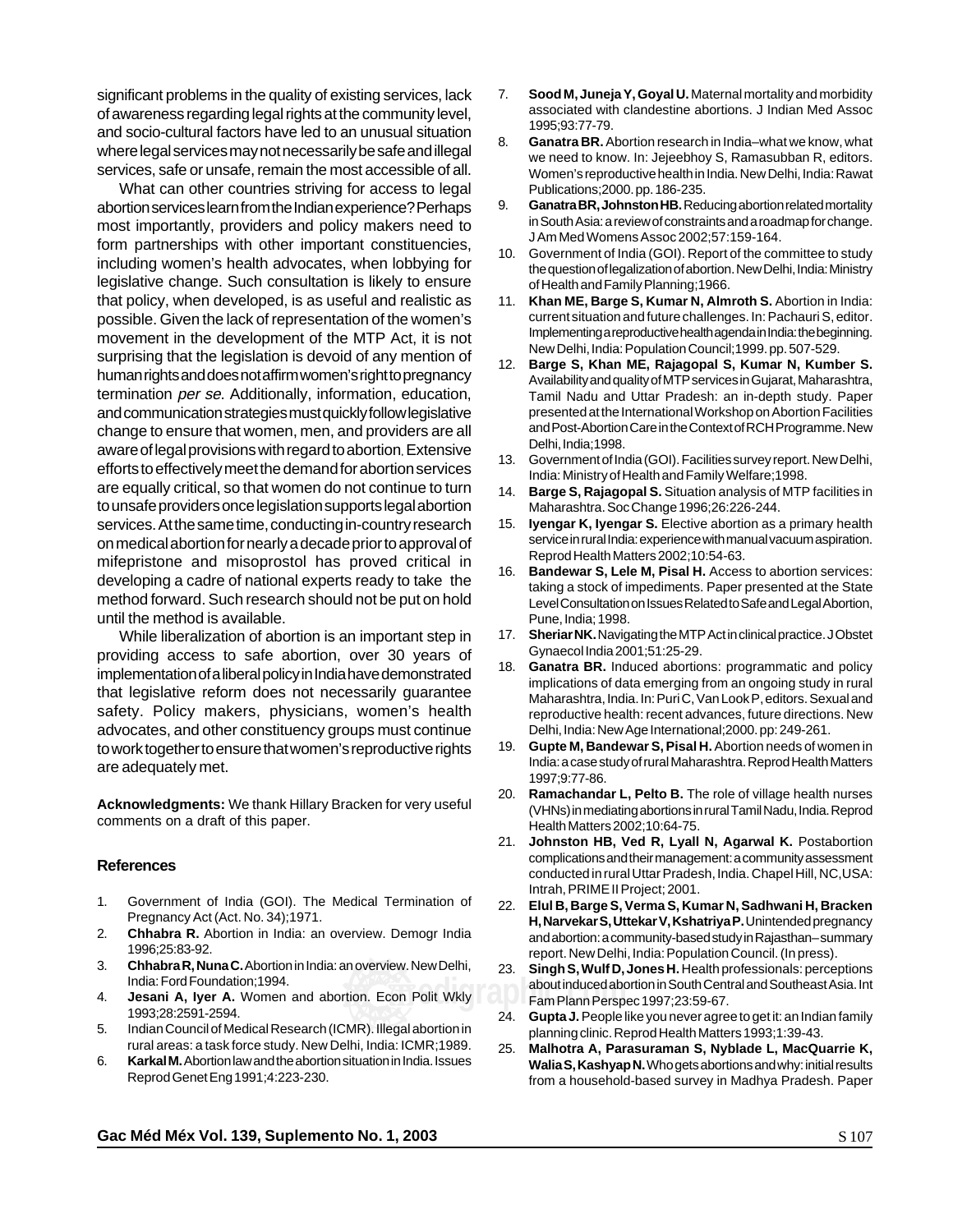significant problems in the quality of existing services, lack of awareness regarding legal rights at the community level, and socio-cultural factors have led to an unusual situation where legal services may not necessarily be safe and illegal services, safe or unsafe, remain the most accessible of all.

What can other countries striving for access to legal abortion services learn from the Indian experience? Perhaps most importantly, providers and policy makers need to form partnerships with other important constituencies, including women's health advocates, when lobbying for legislative change. Such consultation is likely to ensure that policy, when developed, is as useful and realistic as possible. Given the lack of representation of the women's movement in the development of the MTP Act, it is not surprising that the legislation is devoid of any mention of human rights and does not affirm women's right to pregnancy termination *per se*. Additionally, information, education, and communication strategies must quickly follow legislative change to ensure that women, men, and providers are all aware of legal provisions with regard to abortion. Extensive efforts to effectively meet the demand for abortion services are equally critical, so that women do not continue to turn to unsafe providers once legislation supports legal abortion services. At the same time, conducting in-country research on medical abortion for nearly a decade prior to approval of mifepristone and misoprostol has proved critical in developing a cadre of national experts ready to take the method forward. Such research should not be put on hold until the method is available.

While liberalization of abortion is an important step in providing access to safe abortion, over 30 years of implementation of a liberal policy in India have demonstrated that legislative reform does not necessarily guarantee safety. Policy makers, physicians, women's health advocates, and other constituency groups must continue to work together to ensure that women's reproductive rights are adequately met.

**Acknowledgments:** We thank Hillary Bracken for very useful comments on a draft of this paper.

## References

1. Government of India (GOI). The Medical Termination of Pregnancy Act (Act. No. 34);1971.
2. **Chhabra R.** Abortion in India: an overview. Demogr India 1996;25:83-92.
3. **Chhabra R, Nuna C.** Abortion in India: an overview. New Delhi, India: Ford Foundation;1994.
4. **Jesani A, Iyer A.** Women and abortion. Econ Polit Wkly 1993;28:2591-2594.
5. Indian Council of Medical Research (ICMR). Illegal abortion in rural areas: a task force study. New Delhi, India: ICMR;1989.
6. **Karkal M.** Abortion law and the abortion situation in India. Issues Reprod Genet Eng 1991;4:223-230.
7. **Sood M, Juneja Y, Goyal U.** Maternal mortality and morbidity associated with clandestine abortions. J Indian Med Assoc 1995;93:77-79.
8. **Ganatra BR.** Abortion research in India–what we know, what we need to know. In: Jejeebhoy S, Ramasubban R, editors. Women's reproductive health in India. New Delhi, India: Rawat Publications;2000. pp. 186-235.
9. **Ganatra BR, Johnston HB.** Reducing abortion related mortality in South Asia: a review of constraints and a roadmap for change. J Am Med Womens Assoc 2002;57:159-164.
10. Government of India (GOI). Report of the committee to study the question of legalization of abortion. New Delhi, India: Ministry of Health and Family Planning;1966.
11. **Khan ME, Barge S, Kumar N, Almroth S.** Abortion in India: current situation and future challenges. In: Pachauri S, editor. Implementing a reproductive health agenda in India: the beginning. New Delhi, India: Population Council;1999. pp. 507-529.
12. **Barge S, Khan ME, Rajagopal S, Kumar N, Kumber S.** Availability and quality of MTP services in Gujarat, Maharashtra, Tamil Nadu and Uttar Pradesh: an in-depth study. Paper presented at the International Workshop on Abortion Facilities and Post-Abortion Care in the Context of RCH Programme. New Delhi, India;1998.
13. Government of India (GOI). Facilities survey report. New Delhi, India: Ministry of Health and Family Welfare;1998.
14. **Barge S, Rajagopal S.** Situation analysis of MTP facilities in Maharashtra. Soc Change 1996;26:226-244.
15. **Iyengar K, Iyengar S.** Elective abortion as a primary health service in rural India: experience with manual vacuum aspiration. Reprod Health Matters 2002;10:54-63.
16. **Bandewar S, Lele M, Pisal H.** Access to abortion services: taking a stock of impediments. Paper presented at the State Level Consultation on Issues Related to Safe and Legal Abortion, Pune, India; 1998.
17. **Sheriar NK.** Navigating the MTP Act in clinical practice. J Obstet Gynaecol India 2001;51:25-29.
18. **Ganatra BR.** Induced abortions: programmatic and policy implications of data emerging from an ongoing study in rural Maharashtra, India. In: Puri C, Van Look P, editors. Sexual and reproductive health: recent advances, future directions. New Delhi, India: New Age International;2000. pp: 249-261.
19. **Gupte M, Bandewar S, Pisal H.** Abortion needs of women in India: a case study of rural Maharashtra. Reprod Health Matters 1997;9:77-86.
20. **Ramachandar L, Pelto B.** The role of village health nurses (VHNs) in mediating abortions in rural Tamil Nadu, India. Reprod Health Matters 2002;10:64-75.
21. **Johnston HB, Ved R, Lyall N, Agarwal K.** Postabortion complications and their management: a community assessment conducted in rural Uttar Pradesh, India. Chapel Hill, NC,USA: Intrah, PRIME II Project; 2001.
22. **Elul B, Barge S, Verma S, Kumar N, Sadhwani H, Bracken H, Narvekar S, Uttekar V, Kshatriya P.** Unintended pregnancy and abortion: a community-based study in Rajasthan–summary report. New Delhi, India: Population Council. (In press).
23. **Singh S, Wulf D, Jones H.** Health professionals: perceptions about induced abortion in South Central and Southeast Asia. Int Fam Plann Perspec 1997;23:59-67.
24. **Gupta J.** People like you never agree to get it: an Indian family planning clinic. Reprod Health Matters 1993;1:39-43.
25. **Malhotra A, Parasuraman S, Nyblade L, MacQuarrie K, Walia S, Kashyap N.** Who gets abortions and why: initial results from a household-based survey in Madhya Pradesh. Paper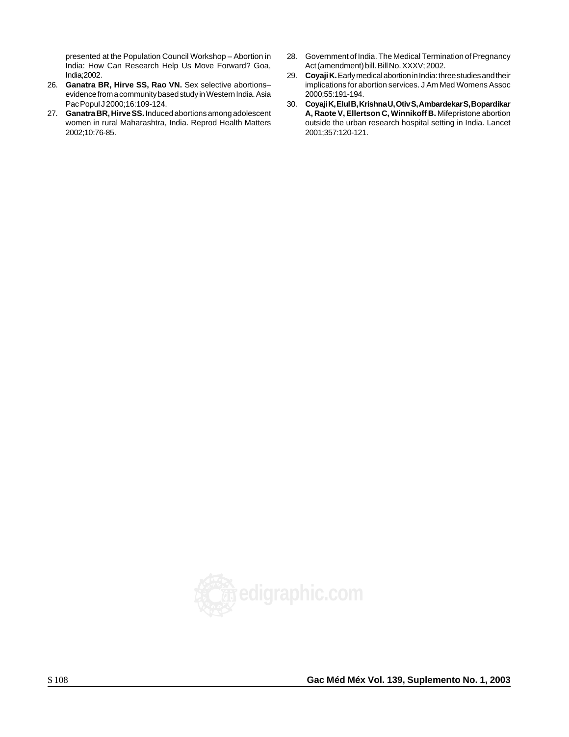presented at the Population Council Workshop – Abortion in India: How Can Research Help Us Move Forward? Goa, India;2002.

26. **Ganatra BR, Hirve SS, Rao VN.** Sex selective abortions– evidence from a community based study in Western India. Asia Pac Popul J 2000;16:109-124.
27. **Ganatra BR, Hirve SS.** Induced abortions among adolescent women in rural Maharashtra, India. Reprod Health Matters 2002;10:76-85.
28. Government of India. The Medical Termination of Pregnancy Act (amendment) bill. Bill No. XXXV; 2002.
29. **Coyaji K.** Early medical abortion in India: three studies and their implications for abortion services. J Am Med Womens Assoc 2000;55:191-194.
30. **Coyaji K, Elul B, Krishna U, Otiv S, Ambardekar S, Bopardikar A, Raote V, Ellertson C, Winnikoff B.** Mifepristone abortion outside the urban research hospital setting in India. Lancet 2001;357:120-121.